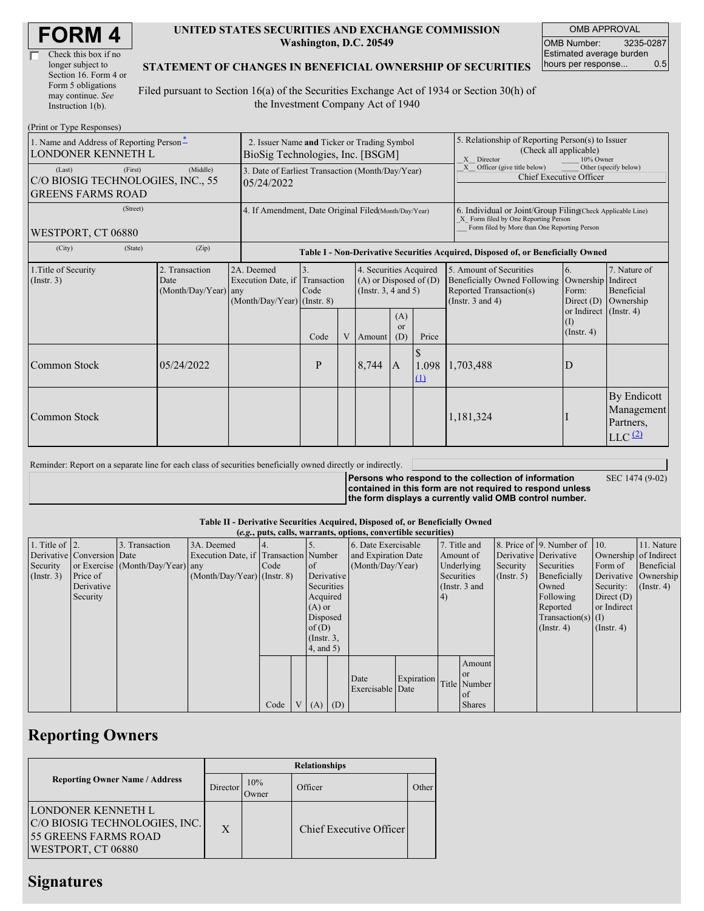# FORM 4

☐ Check this box if no longer subject to Section 16. Form 4 or Form 5 obligations may continue. *See* Instruction 1(b).

**UNITED STATES SECURITIES AND EXCHANGE COMMISSION**
**Washington, D.C. 20549**

**STATEMENT OF CHANGES IN BENEFICIAL OWNERSHIP OF SECURITIES**

Filed pursuant to Section 16(a) of the Securities Exchange Act of 1934 or Section 30(h) of the Investment Company Act of 1940

| OMB APPROVAL | |
|---|---|
| OMB Number: | 3235-0287 |
| Estimated average burden hours per response... | 0.5 |

(Print or Type Responses)

| 1. Name and Address of Reporting Person * | 2. Issuer Name and Ticker or Trading Symbol | 5. Relationship of Reporting Person(s) to Issuer (Check all applicable) |
|---|---|---|
| LONDONER KENNETH L | BioSig Technologies, Inc. [BSGM] | X Director ___ 10% Owner |
| (Last) (First) (Middle) C/O BIOSIG TECHNOLOGIES, INC., 55 GREENS FARMS ROAD | 3. Date of Earliest Transaction (Month/Day/Year) 05/24/2022 | X Officer (give title below) ___ Other (specify below) Chief Executive Officer |
| (Street) WESTPORT, CT 06880 | 4. If Amendment, Date Original Filed(Month/Day/Year) | 6. Individual or Joint/Group Filing(Check Applicable Line) X Form filed by One Reporting Person ___ Form filed by More than One Reporting Person |
| (City) (State) (Zip) | | |

**Table I - Non-Derivative Securities Acquired, Disposed of, or Beneficially Owned**

| 1.Title of Security (Instr. 3) | 2. Transaction Date (Month/Day/Year) | 2A. Deemed Execution Date, if any (Month/Day/Year) | 3. Transaction Code (Instr. 8) | | 4. Securities Acquired (A) or Disposed of (D) (Instr. 3, 4 and 5) | | | 5. Amount of Securities Beneficially Owned Following Reported Transaction(s) (Instr. 3 and 4) | 6. Ownership Form: Direct (D) or Indirect (I) (Instr. 4) | 7. Nature of Indirect Beneficial Ownership (Instr. 4) |
|---|---|---|---|---|---|---|---|---|---|---|
| | | | Code | V | Amount | (A) or (D) | Price | | | |
| Common Stock | 05/24/2022 | | P | | 8,744 | A | $ 1.098 (1) | 1,703,488 | D | |
| Common Stock | | | | | | | | 1,181,324 | I | By Endicott Management Partners, LLC (2) |

Reminder: Report on a separate line for each class of securities beneficially owned directly or indirectly.

**Persons who respond to the collection of information contained in this form are not required to respond unless the form displays a currently valid OMB control number.** SEC 1474 (9-02)

**Table II - Derivative Securities Acquired, Disposed of, or Beneficially Owned**
**(*e.g.*, puts, calls, warrants, options, convertible securities)**

| 1. Title of Derivative Security (Instr. 3) | 2. Conversion or Exercise Price of Derivative Security | 3. Transaction Date (Month/Day/Year) | 3A. Deemed Execution Date, if any (Month/Day/Year) | 4. Transaction Code (Instr. 8) | | 5. Number of Derivative Securities Acquired (A) or Disposed of (D) (Instr. 3, 4, and 5) | | 6. Date Exercisable and Expiration Date (Month/Day/Year) | | 7. Title and Amount of Underlying Securities (Instr. 3 and 4) | | 8. Price of Derivative Security (Instr. 5) | 9. Number of Derivative Securities Beneficially Owned Following Reported Transaction(s) (Instr. 4) | 10. Ownership Form of Derivative Security: Direct (D) or Indirect (I) (Instr. 4) | 11. Nature of Indirect Beneficial Ownership (Instr. 4) |
|---|---|---|---|---|---|---|---|---|---|---|---|---|---|---|---|
| | | | | Code | V | (A) | (D) | Date Exercisable | Expiration Date | Title | Amount or Number of Shares | | | | |

## Reporting Owners

| Reporting Owner Name / Address | Relationships | | | |
|---|---|---|---|---|
| | Director | 10% Owner | Officer | Other |
| LONDONER KENNETH L C/O BIOSIG TECHNOLOGIES, INC. 55 GREENS FARMS ROAD WESTPORT, CT 06880 | X | | Chief Executive Officer | |

## Signatures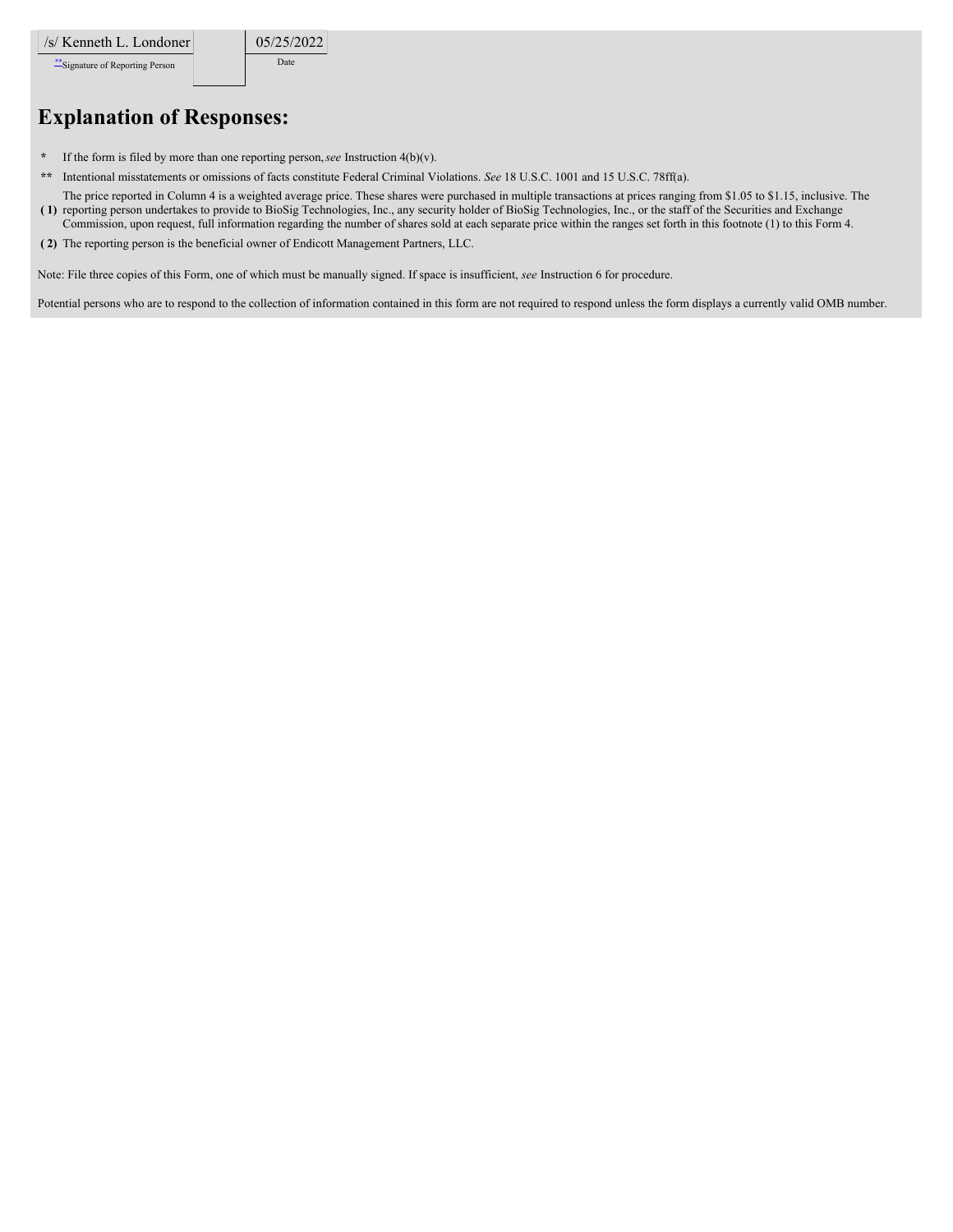| /s/ Kenneth L. Londoner | | 05/25/2022 |
| --- | --- | --- |
| ** Signature of Reporting Person | | Date |

## Explanation of Responses:

\* If the form is filed by more than one reporting person, *see* Instruction 4(b)(v).

** Intentional misstatements or omissions of facts constitute Federal Criminal Violations. *See* 18 U.S.C. 1001 and 15 U.S.C. 78ff(a).

( 1) The price reported in Column 4 is a weighted average price. These shares were purchased in multiple transactions at prices ranging from $1.05 to $1.15, inclusive. The reporting person undertakes to provide to BioSig Technologies, Inc., any security holder of BioSig Technologies, Inc., or the staff of the Securities and Exchange Commission, upon request, full information regarding the number of shares sold at each separate price within the ranges set forth in this footnote (1) to this Form 4.

( 2) The reporting person is the beneficial owner of Endicott Management Partners, LLC.

Note: File three copies of this Form, one of which must be manually signed. If space is insufficient, *see* Instruction 6 for procedure.

Potential persons who are to respond to the collection of information contained in this form are not required to respond unless the form displays a currently valid OMB number.